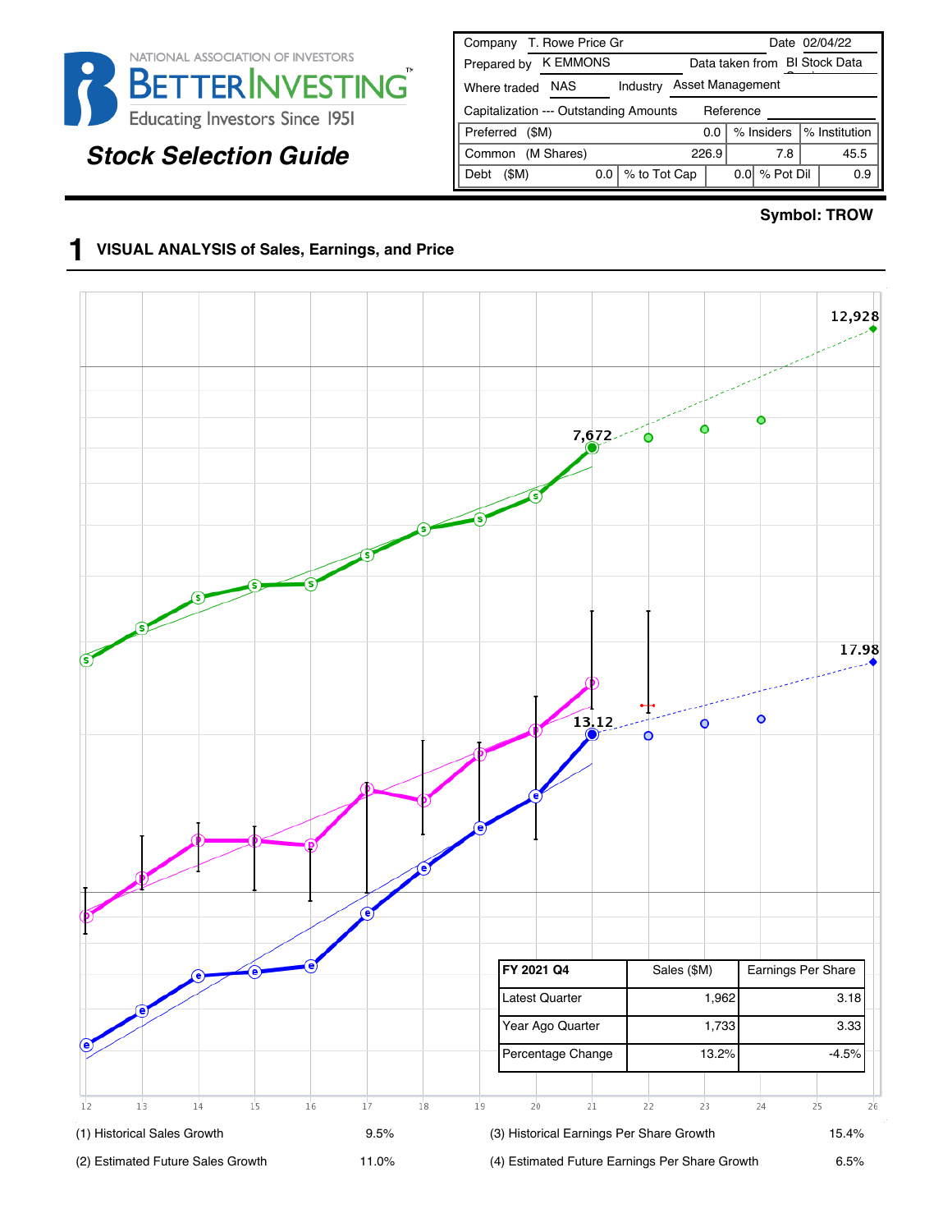NATIONAL ASSOCIATION OF INVESTORS

BETTERINVESTING™

Educating Investors Since 1951

# Stock Selection Guide

| Company | T. Rowe Price Gr | | Date | 02/04/22 |
|---|---|---|---|---|
| Prepared by | K EMMONS | | Data taken from | BI Stock Data |
| Where traded | NAS | Industry | Asset Management | |
| Capitalization --- Outstanding Amounts | | | Reference | |

| | | % Insiders | % Institution |
|---|---|---|---|
| Preferred ($M) | 0.0 | | |
| Common (M Shares) | 226.9 | 7.8 | 45.5 |

| Debt ($M) | % to Tot Cap | % Pot Dil |
|---|---|---|
| 0.0 | 0.0 | 0.9 |

**Symbol: TROW**

## 1 VISUAL ANALYSIS of Sales, Earnings, and Price

12,928

7,672

17.98

13.12

| FY 2021 Q4 | Sales ($M) | Earnings Per Share |
|---|---|---|
| Latest Quarter | 1,962 | 3.18 |
| Year Ago Quarter | 1,733 | 3.33 |
| Percentage Change | 13.2% | -4.5% |

12 13 14 15 16 17 18 19 20 21 22 23 24 25 26

| | | | |
|---|---|---|---|
| (1) Historical Sales Growth | 9.5% | (3) Historical Earnings Per Share Growth | 15.4% |
| (2) Estimated Future Sales Growth | 11.0% | (4) Estimated Future Earnings Per Share Growth | 6.5% |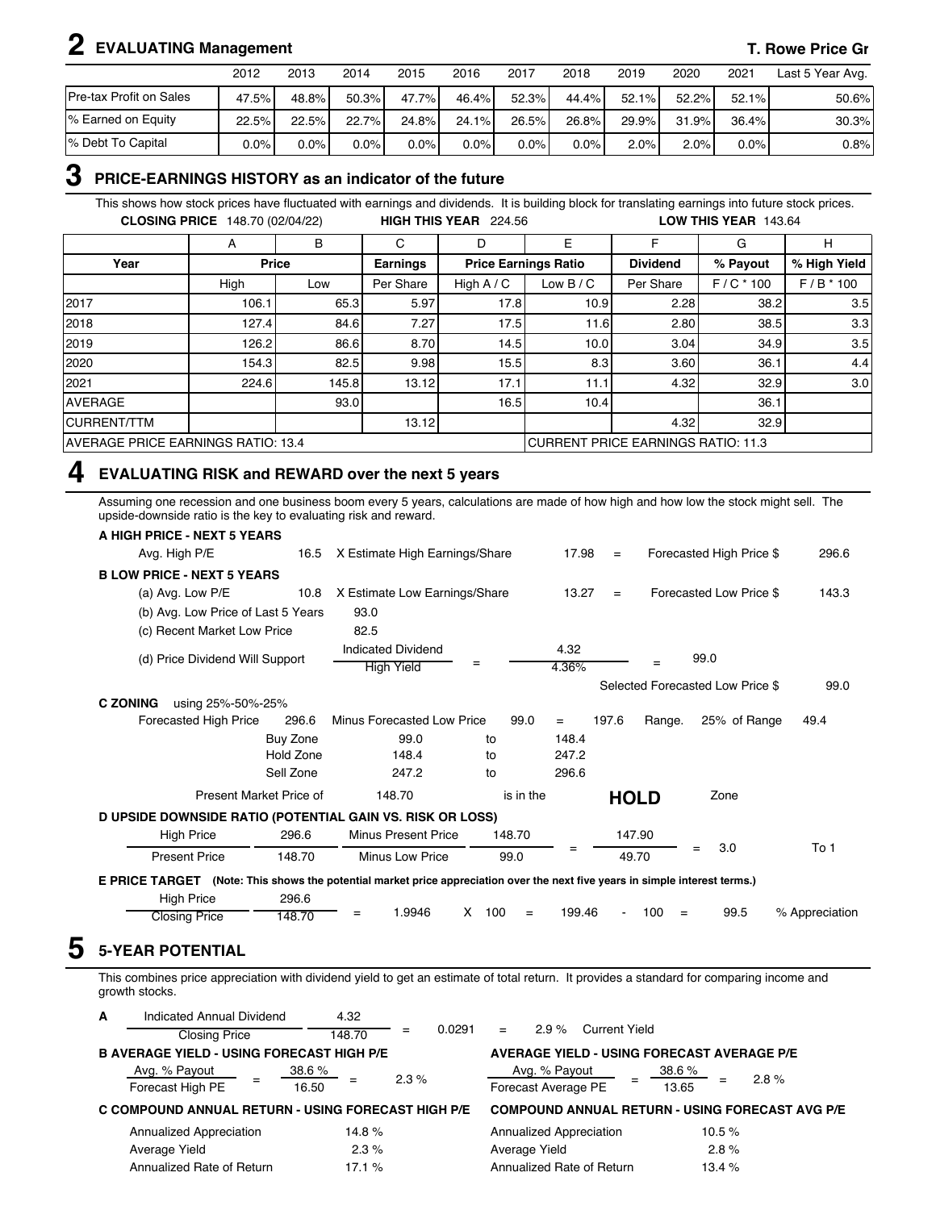## 2 EVALUATING Management

T. Rowe Price Gr

| | 2012 | 2013 | 2014 | 2015 | 2016 | 2017 | 2018 | 2019 | 2020 | 2021 | Last 5 Year Avg. |
|---|---|---|---|---|---|---|---|---|---|---|---|
| Pre-tax Profit on Sales | 47.5% | 48.8% | 50.3% | 47.7% | 46.4% | 52.3% | 44.4% | 52.1% | 52.2% | 52.1% | 50.6% |
| % Earned on Equity | 22.5% | 22.5% | 22.7% | 24.8% | 24.1% | 26.5% | 26.8% | 29.9% | 31.9% | 36.4% | 30.3% |
| % Debt To Capital | 0.0% | 0.0% | 0.0% | 0.0% | 0.0% | 0.0% | 0.0% | 2.0% | 2.0% | 0.0% | 0.8% |

## 3 PRICE-EARNINGS HISTORY as an indicator of the future

This shows how stock prices have fluctuated with earnings and dividends. It is building block for translating earnings into future stock prices.

**CLOSING PRICE** 148.70 (02/04/22) **HIGH THIS YEAR** 224.56 **LOW THIS YEAR** 143.64

| | A | B | C | D | E | F | G | H |
|---|---|---|---|---|---|---|---|---|
| **Year** | **Price** | | **Earnings** | **Price Earnings Ratio** | | **Dividend** | **% Payout** | **% High Yield** |
| | High | Low | Per Share | High A / C | Low B / C | Per Share | F / C * 100 | F / B * 100 |
| 2017 | 106.1 | 65.3 | 5.97 | 17.8 | 10.9 | 2.28 | 38.2 | 3.5 |
| 2018 | 127.4 | 84.6 | 7.27 | 17.5 | 11.6 | 2.80 | 38.5 | 3.3 |
| 2019 | 126.2 | 86.6 | 8.70 | 14.5 | 10.0 | 3.04 | 34.9 | 3.5 |
| 2020 | 154.3 | 82.5 | 9.98 | 15.5 | 8.3 | 3.60 | 36.1 | 4.4 |
| 2021 | 224.6 | 145.8 | 13.12 | 17.1 | 11.1 | 4.32 | 32.9 | 3.0 |
| AVERAGE | | 93.0 | | 16.5 | 10.4 | | 36.1 | |
| CURRENT/TTM | | | 13.12 | | | 4.32 | 32.9 | |
| AVERAGE PRICE EARNINGS RATIO: 13.4 | | | | | CURRENT PRICE EARNINGS RATIO: 11.3 | | | |

## 4 EVALUATING RISK and REWARD over the next 5 years

Assuming one recession and one business boom every 5 years, calculations are made of how high and how low the stock might sell. The upside-downside ratio is the key to evaluating risk and reward.

**A HIGH PRICE - NEXT 5 YEARS**

Avg. High P/E 16.5 X Estimate High Earnings/Share 17.98 = Forecasted High Price $ 296.6

**B LOW PRICE - NEXT 5 YEARS**

(a) Avg. Low P/E 10.8 X Estimate Low Earnings/Share 13.27 = Forecasted Low Price $ 143.3

(b) Avg. Low Price of Last 5 Years 93.0

(c) Recent Market Low Price 82.5

(d) Price Dividend Will Support $\frac{\text{Indicated Dividend}}{\text{High Yield}} = \frac{4.32}{4.36\%} = 99.0$

Selected Forecasted Low Price $ 99.0

**C ZONING** using 25%-50%-25%

Forecasted High Price 296.6 Minus Forecasted Low Price 99.0 = 197.6 Range. 25% of Range 49.4

| | | | |
|---|---|---|---|
| Buy Zone | 99.0 | to | 148.4 |
| Hold Zone | 148.4 | to | 247.2 |
| Sell Zone | 247.2 | to | 296.6 |

Present Market Price of 148.70 is in the **HOLD** Zone

**D UPSIDE DOWNSIDE RATIO (POTENTIAL GAIN VS. RISK OR LOSS)**

$\frac{\text{High Price } 296.6 \text{ Minus Present Price } 148.70}{\text{Present Price } 148.70 \text{ Minus Low Price } 99.0} = \frac{147.90}{49.70} = 3.0$ To 1

**E PRICE TARGET** **(Note: This shows the potential market price appreciation over the next five years in simple interest terms.)**

$\frac{\text{High Price } 296.6}{\text{Closing Price } 148.70} = 1.9946 \times 100 = 199.46 - 100 = 99.5$ % Appreciation

## 5 5-YEAR POTENTIAL

This combines price appreciation with dividend yield to get an estimate of total return. It provides a standard for comparing income and growth stocks.

**A** $\frac{\text{Indicated Annual Dividend } 4.32}{\text{Closing Price } 148.70} = 0.0291 = 2.9\%$ Current Yield

**B AVERAGE YIELD - USING FORECAST HIGH P/E**

$\frac{\text{Avg. \% Payout}}{\text{Forecast High PE}} = \frac{38.6\%}{16.50} = 2.3\%$

**AVERAGE YIELD - USING FORECAST AVERAGE P/E**

$\frac{\text{Avg. \% Payout}}{\text{Forecast Average PE}} = \frac{38.6\%}{13.65} = 2.8\%$

**C COMPOUND ANNUAL RETURN - USING FORECAST HIGH P/E**

| | |
|---|---|
| Annualized Appreciation | 14.8 % |
| Average Yield | 2.3 % |
| Annualized Rate of Return | 17.1 % |

**COMPOUND ANNUAL RETURN - USING FORECAST AVG P/E**

| | |
|---|---|
| Annualized Appreciation | 10.5 % |
| Average Yield | 2.8 % |
| Annualized Rate of Return | 13.4 % |